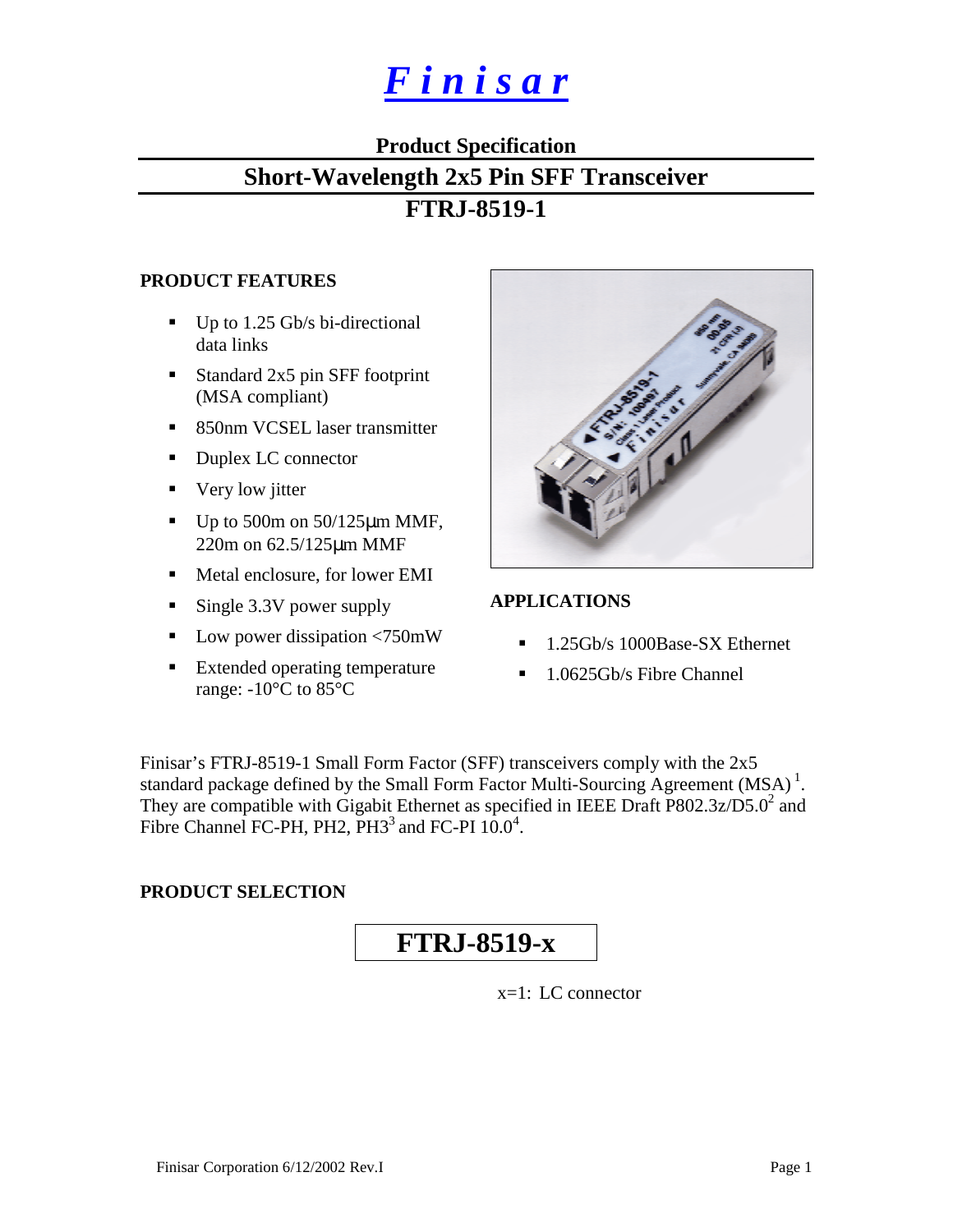# *Finisar*

## Product Specification

# Short-Wavelength 2x5 Pin SFF Transceiver

# FTRJ-8519-1

### PRODUCT FEATURES

- Up to 1.25 Gb/s bi-directional data links
- Standard 2x5 pin SFF footprint (MSA compliant)
- 850nm VCSEL laser transmitter
- Duplex LC connector
- Very low jitter
- Up to 500m on 50/125μm MMF, 220m on 62.5/125μm MMF
- Metal enclosure, for lower EMI
- Single 3.3V power supply
- Low power dissipation <750mW
- Extended operating temperature range: -10°C to 85°C

### APPLICATIONS

- 1.25Gb/s 1000Base-SX Ethernet
- 1.0625Gb/s Fibre Channel

Finisar's FTRJ-8519-1 Small Form Factor (SFF) transceivers comply with the 2x5 standard package defined by the Small Form Factor Multi-Sourcing Agreement (MSA) [1]. They are compatible with Gigabit Ethernet as specified in IEEE Draft P802.3z/D5.0[2] and Fibre Channel FC-PH, PH2, PH3[3] and FC-PI 10.0[4].

### PRODUCT SELECTION

**FTRJ-8519-x**

x=1: LC connector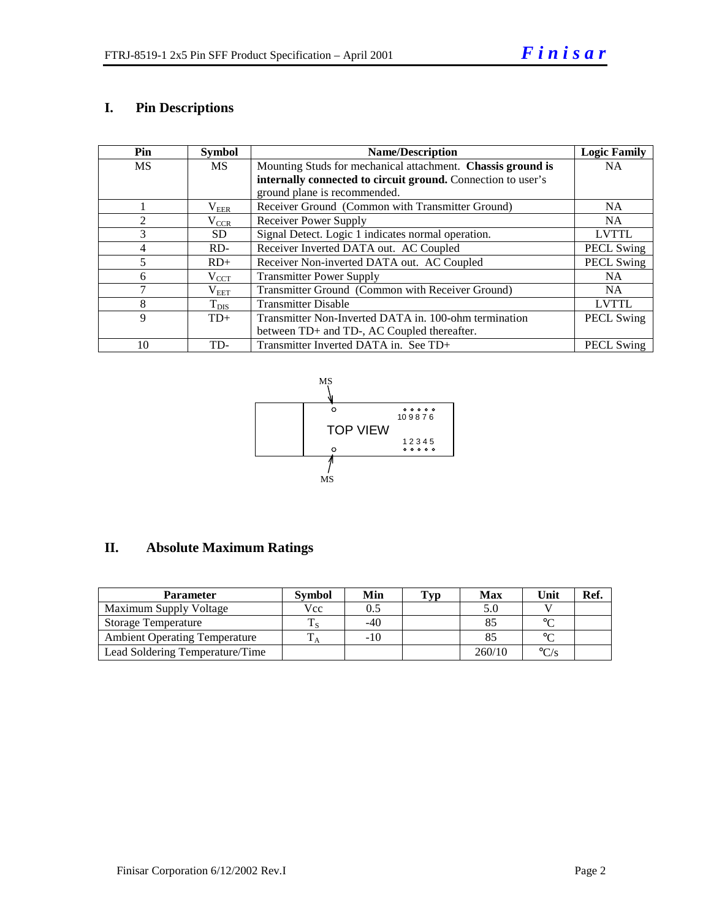## I. Pin Descriptions

| Pin | Symbol | Name/Description | Logic Family |
|---|---|---|---|
| MS | MS | Mounting Studs for mechanical attachment. **Chassis ground is internally connected to circuit ground.** Connection to user's ground plane is recommended. | NA |
| 1 | $V_{EER}$ | Receiver Ground (Common with Transmitter Ground) | NA |
| 2 | $V_{CCR}$ | Receiver Power Supply | NA |
| 3 | SD | Signal Detect. Logic 1 indicates normal operation. | LVTTL |
| 4 | RD- | Receiver Inverted DATA out. AC Coupled | PECL Swing |
| 5 | RD+ | Receiver Non-inverted DATA out. AC Coupled | PECL Swing |
| 6 | $V_{CCT}$ | Transmitter Power Supply | NA |
| 7 | $V_{EET}$ | Transmitter Ground (Common with Receiver Ground) | NA |
| 8 | $T_{DIS}$ | Transmitter Disable | LVTTL |
| 9 | TD+ | Transmitter Non-Inverted DATA in. 100-ohm termination between TD+ and TD-, AC Coupled thereafter. | PECL Swing |
| 10 | TD- | Transmitter Inverted DATA in. See TD+ | PECL Swing |

MS

TOP VIEW

10 9 8 7 6

1 2 3 4 5

MS

## II. Absolute Maximum Ratings

| Parameter | Symbol | Min | Typ | Max | Unit | Ref. |
|---|---|---|---|---|---|---|
| Maximum Supply Voltage | Vcc | 0.5 | | 5.0 | V | |
| Storage Temperature | $T_S$ | -40 | | 85 | °C | |
| Ambient Operating Temperature | $T_A$ | -10 | | 85 | °C | |
| Lead Soldering Temperature/Time | | | | 260/10 | °C/s | |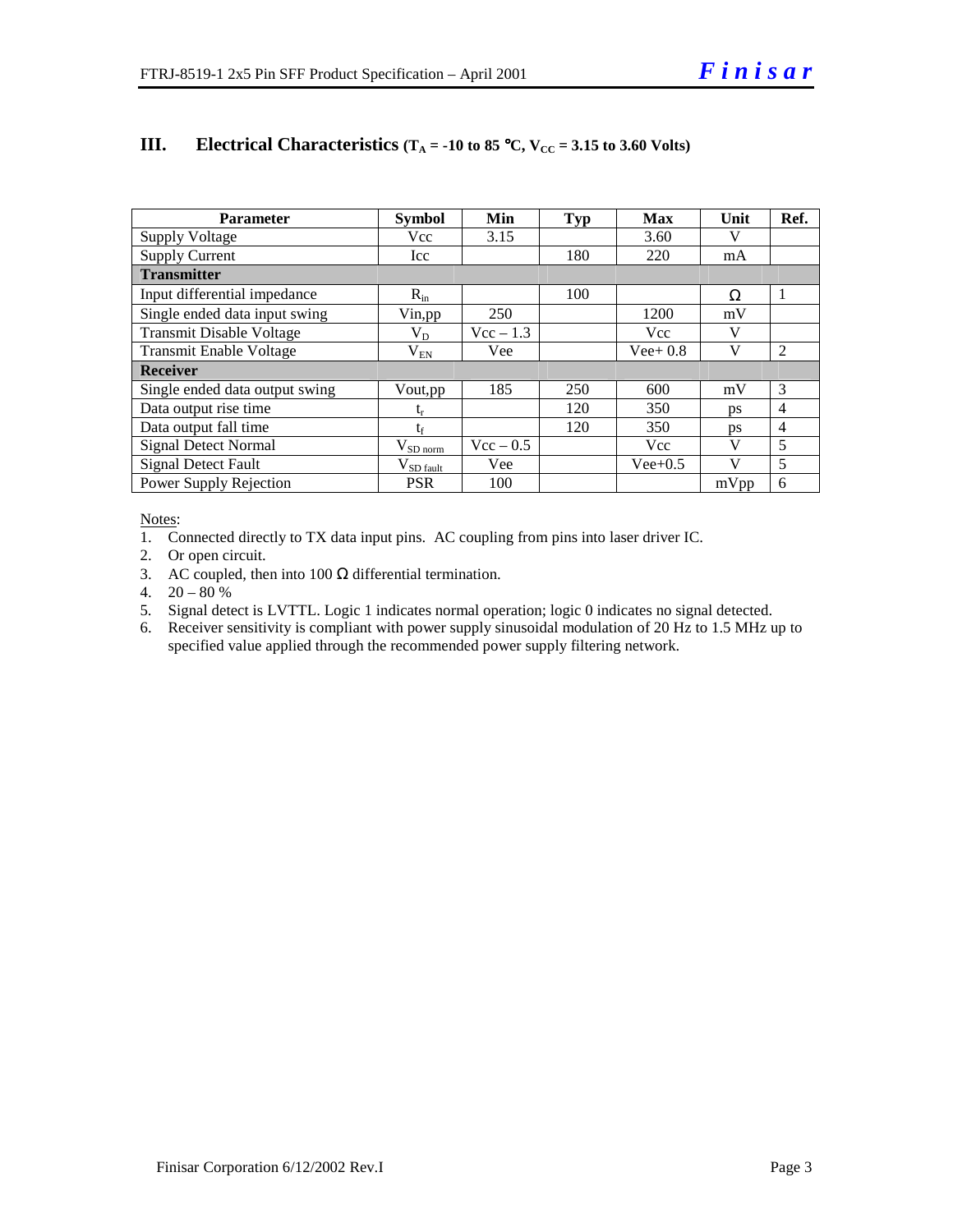## III. Electrical Characteristics ($T_A$ = -10 to 85 °C, $V_{CC}$ = 3.15 to 3.60 Volts)

| Parameter | Symbol | Min | Typ | Max | Unit | Ref. |
|---|---|---|---|---|---|---|
| Supply Voltage | Vcc | 3.15 | | 3.60 | V | |
| Supply Current | Icc | | 180 | 220 | mA | |
| **Transmitter** | | | | | | |
| Input differential impedance | $R_{in}$ | | 100 | | Ω | 1 |
| Single ended data input swing | Vin,pp | 250 | | 1200 | mV | |
| Transmit Disable Voltage | $V_D$ | Vcc – 1.3 | | Vcc | V | |
| Transmit Enable Voltage | $V_{EN}$ | Vee | | Vee+ 0.8 | V | 2 |
| **Receiver** | | | | | | |
| Single ended data output swing | Vout,pp | 185 | 250 | 600 | mV | 3 |
| Data output rise time | $t_r$ | | 120 | 350 | ps | 4 |
| Data output fall time | $t_f$ | | 120 | 350 | ps | 4 |
| Signal Detect Normal | $V_{SD\ norm}$ | Vcc – 0.5 | | Vcc | V | 5 |
| Signal Detect Fault | $V_{SD\ fault}$ | Vee | | Vee+0.5 | V | 5 |
| Power Supply Rejection | PSR | 100 | | | mVpp | 6 |

Notes:

1. Connected directly to TX data input pins. AC coupling from pins into laser driver IC.
2. Or open circuit.
3. AC coupled, then into 100 Ω differential termination.
4. 20 – 80 %
5. Signal detect is LVTTL. Logic 1 indicates normal operation; logic 0 indicates no signal detected.
6. Receiver sensitivity is compliant with power supply sinusoidal modulation of 20 Hz to 1.5 MHz up to specified value applied through the recommended power supply filtering network.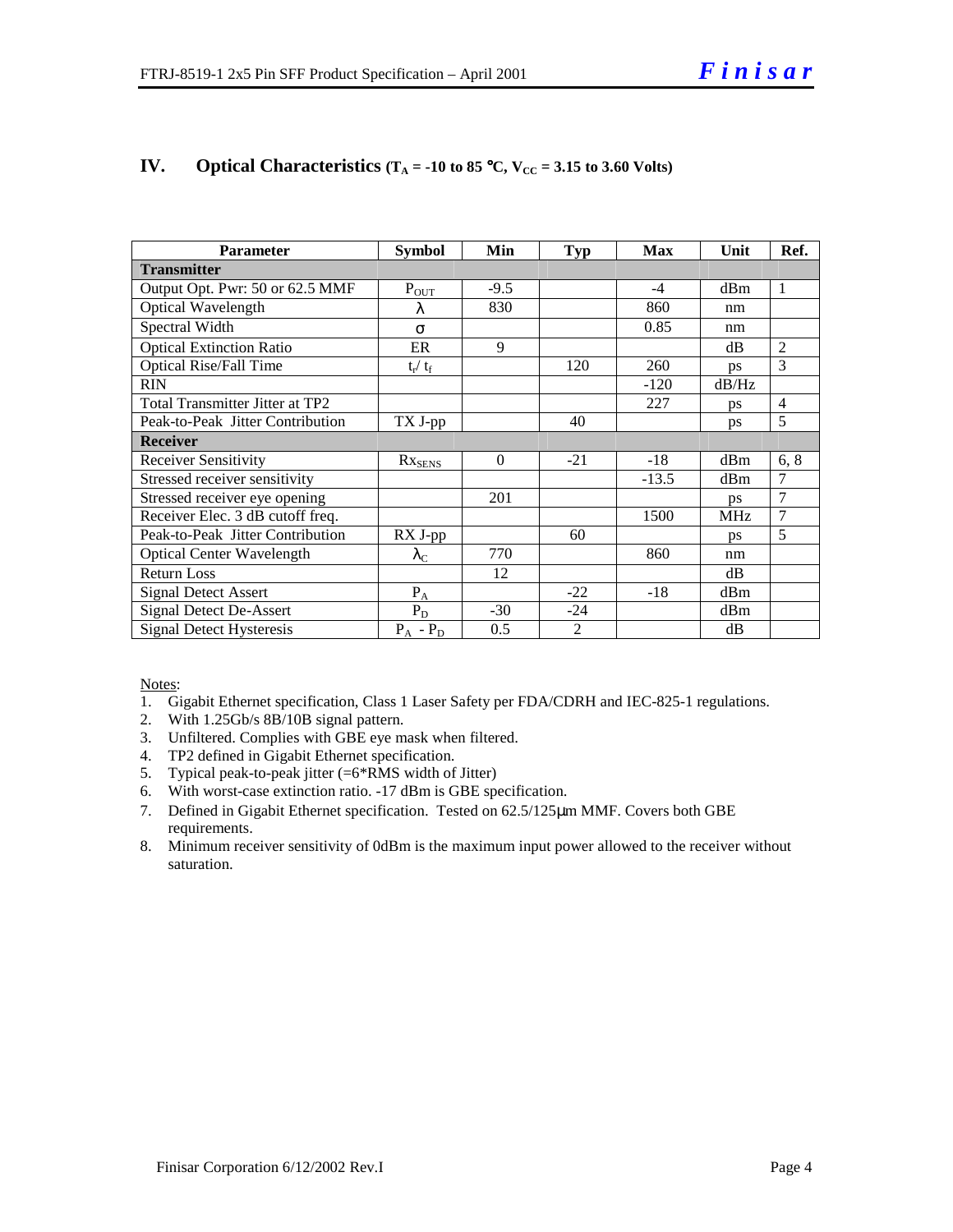## IV. Optical Characteristics ($T_A$ = -10 to 85 °C, $V_{CC}$ = 3.15 to 3.60 Volts)

| Parameter | Symbol | Min | Typ | Max | Unit | Ref. |
|---|---|---|---|---|---|---|
| **Transmitter** | | | | | | |
| Output Opt. Pwr: 50 or 62.5 MMF | $P_{OUT}$ | -9.5 | | -4 | dBm | 1 |
| Optical Wavelength | $\lambda$ | 830 | | 860 | nm | |
| Spectral Width | $\sigma$ | | | 0.85 | nm | |
| Optical Extinction Ratio | ER | 9 | | | dB | 2 |
| Optical Rise/Fall Time | $t_r/ t_f$ | | 120 | 260 | ps | 3 |
| RIN | | | | -120 | dB/Hz | |
| Total Transmitter Jitter at TP2 | | | | 227 | ps | 4 |
| Peak-to-Peak Jitter Contribution | TX J-pp | | 40 | | ps | 5 |
| **Receiver** | | | | | | |
| Receiver Sensitivity | $Rx_{SENS}$ | 0 | -21 | -18 | dBm | 6, 8 |
| Stressed receiver sensitivity | | | | -13.5 | dBm | 7 |
| Stressed receiver eye opening | | 201 | | | ps | 7 |
| Receiver Elec. 3 dB cutoff freq. | | | | 1500 | MHz | 7 |
| Peak-to-Peak Jitter Contribution | RX J-pp | | 60 | | ps | 5 |
| Optical Center Wavelength | $\lambda_C$ | 770 | | 860 | nm | |
| Return Loss | | 12 | | | dB | |
| Signal Detect Assert | $P_A$ | | -22 | -18 | dBm | |
| Signal Detect De-Assert | $P_D$ | -30 | -24 | | dBm | |
| Signal Detect Hysteresis | $P_A - P_D$ | 0.5 | 2 | | dB | |

Notes:

1. Gigabit Ethernet specification, Class 1 Laser Safety per FDA/CDRH and IEC-825-1 regulations.
2. With 1.25Gb/s 8B/10B signal pattern.
3. Unfiltered. Complies with GBE eye mask when filtered.
4. TP2 defined in Gigabit Ethernet specification.
5. Typical peak-to-peak jitter (=6*RMS width of Jitter)
6. With worst-case extinction ratio. -17 dBm is GBE specification.
7. Defined in Gigabit Ethernet specification. Tested on 62.5/125µm MMF. Covers both GBE requirements.
8. Minimum receiver sensitivity of 0dBm is the maximum input power allowed to the receiver without saturation.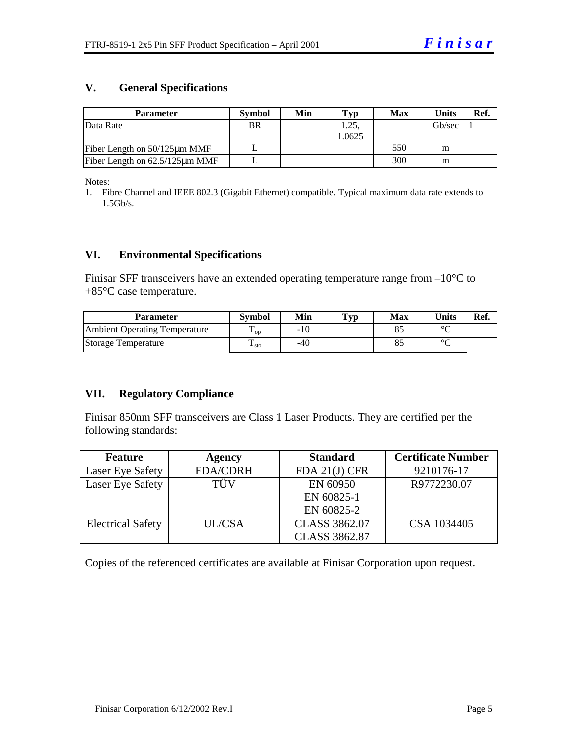## V. General Specifications

| Parameter | Symbol | Min | Typ | Max | Units | Ref. |
|---|---|---|---|---|---|---|
| Data Rate | BR | | 1.25, 1.0625 | | Gb/sec | 1 |
| Fiber Length on 50/125μm MMF | L | | | 550 | m | |
| Fiber Length on 62.5/125μm MMF | L | | | 300 | m | |

Notes:

1. Fibre Channel and IEEE 802.3 (Gigabit Ethernet) compatible. Typical maximum data rate extends to 1.5Gb/s.

## VI. Environmental Specifications

Finisar SFF transceivers have an extended operating temperature range from –10°C to +85°C case temperature.

| Parameter | Symbol | Min | Typ | Max | Units | Ref. |
|---|---|---|---|---|---|---|
| Ambient Operating Temperature | $T_{op}$ | -10 | | 85 | °C | |
| Storage Temperature | $T_{sto}$ | -40 | | 85 | °C | |

## VII. Regulatory Compliance

Finisar 850nm SFF transceivers are Class 1 Laser Products. They are certified per the following standards:

| Feature | Agency | Standard | Certificate Number |
|---|---|---|---|
| Laser Eye Safety | FDA/CDRH | FDA 21(J) CFR | 9210176-17 |
| Laser Eye Safety | TÜV | EN 60950<br>EN 60825-1<br>EN 60825-2 | R9772230.07 |
| Electrical Safety | UL/CSA | CLASS 3862.07<br>CLASS 3862.87 | CSA 1034405 |

Copies of the referenced certificates are available at Finisar Corporation upon request.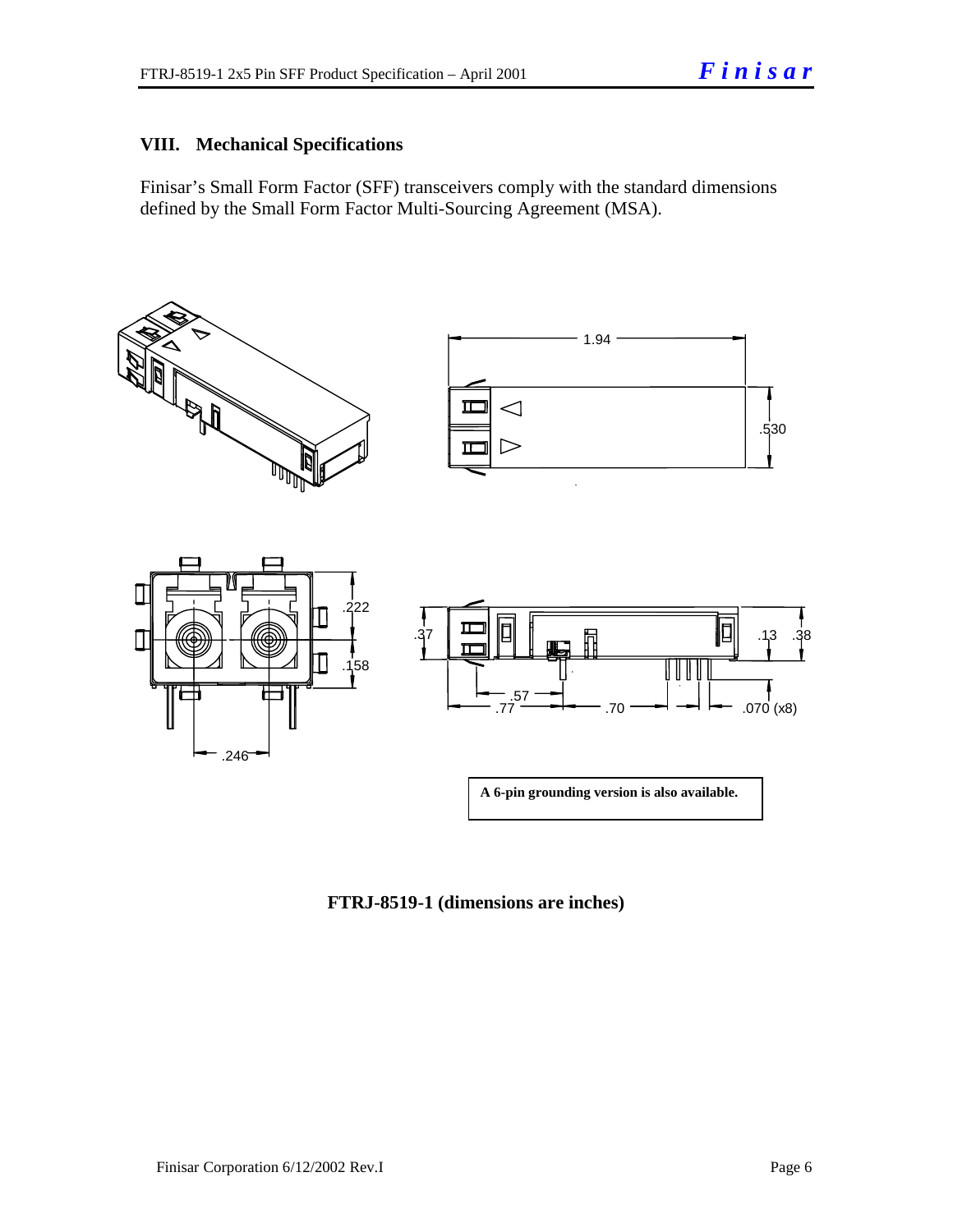## VIII. Mechanical Specifications

Finisar's Small Form Factor (SFF) transceivers comply with the standard dimensions defined by the Small Form Factor Multi-Sourcing Agreement (MSA).

**A 6-pin grounding version is also available.**

**FTRJ-8519-1 (dimensions are inches)**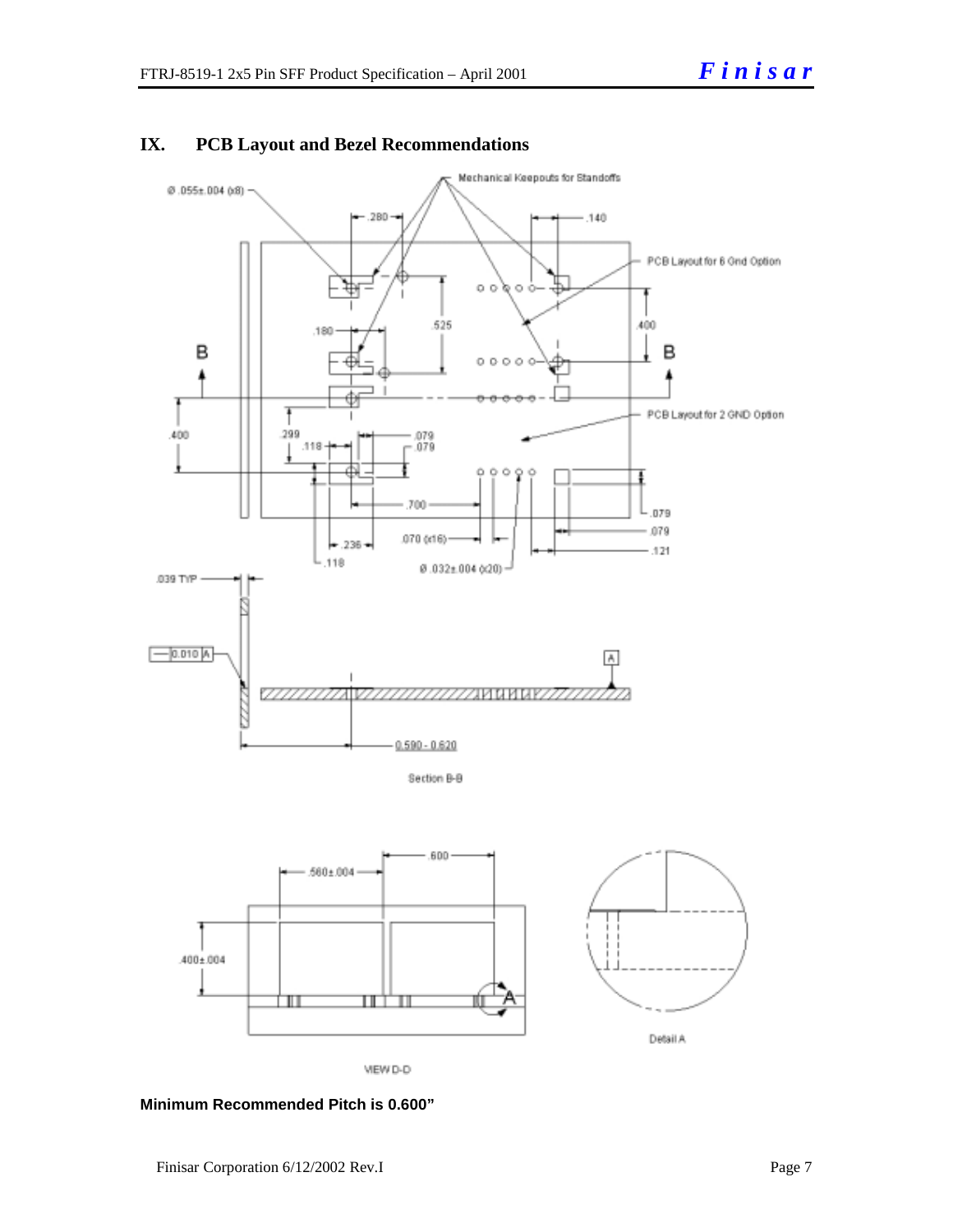## IX. PCB Layout and Bezel Recommendations

Mechanical Keepouts for Standoffs

Ø .055±.004 (x8)

.280

.140

PCB Layout for 6 Gnd Option

.525

.400

.180

B

B

PCB Layout for 2 GND Option

.400

.299

.118

.079

.079

.700

.079

.079

.070 (x16)

.236

.121

.118

Ø .032±.004 (x20)

.039 TYP

0.010 A

A

0.590 - 0.620

Section B-B

.600

.560±.004

.400±.004

A

Detail A

VIEW D-D

**Minimum Recommended Pitch is 0.600"**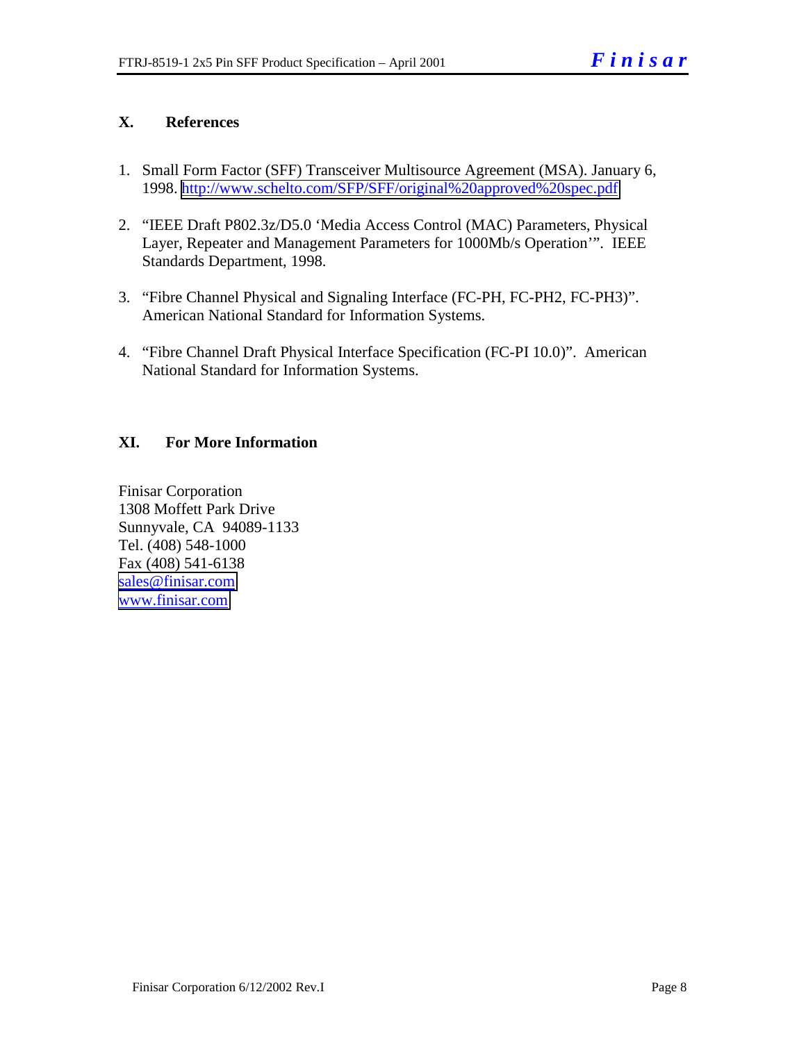## X. References

1. Small Form Factor (SFF) Transceiver Multisource Agreement (MSA). January 6, 1998. http://www.schelto.com/SFP/SFF/original%20approved%20spec.pdf

2. "IEEE Draft P802.3z/D5.0 'Media Access Control (MAC) Parameters, Physical Layer, Repeater and Management Parameters for 1000Mb/s Operation'". IEEE Standards Department, 1998.

3. "Fibre Channel Physical and Signaling Interface (FC-PH, FC-PH2, FC-PH3)". American National Standard for Information Systems.

4. "Fibre Channel Draft Physical Interface Specification (FC-PI 10.0)". American National Standard for Information Systems.

## XI. For More Information

Finisar Corporation
1308 Moffett Park Drive
Sunnyvale, CA 94089-1133
Tel. (408) 548-1000
Fax (408) 541-6138
sales@finisar.com
www.finisar.com